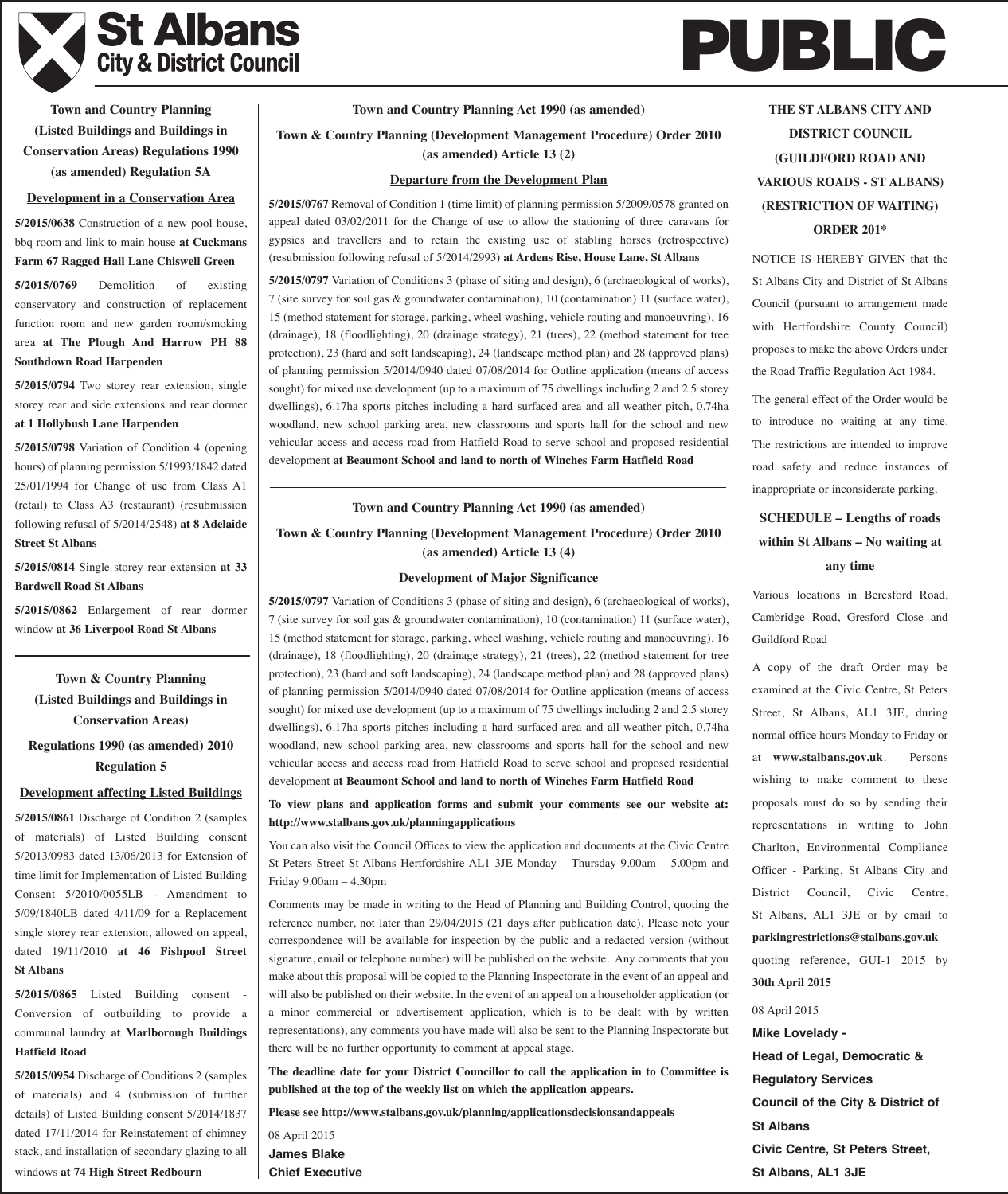# St Albans City & District Council

# PUBLIC

### Town and Country Planning (Listed Buildings and Buildings in Conservation Areas) Regulations 1990 (as amended) Regulation 5A

**Development in a Conservation Area**

**5/2015/0638** Construction of a new pool house, bbq room and link to main house **at Cuckmans Farm 67 Ragged Hall Lane Chiswell Green**

**5/2015/0769** Demolition of existing conservatory and construction of replacement function room and new garden room/smoking area **at The Plough And Harrow PH 88 Southdown Road Harpenden**

**5/2015/0794** Two storey rear extension, single storey rear and side extensions and rear dormer **at 1 Hollybush Lane Harpenden**

**5/2015/0798** Variation of Condition 4 (opening hours) of planning permission 5/1993/1842 dated 25/01/1994 for Change of use from Class A1 (retail) to Class A3 (restaurant) (resubmission following refusal of 5/2014/2548) **at 8 Adelaide Street St Albans**

**5/2015/0814** Single storey rear extension **at 33 Bardwell Road St Albans**

**5/2015/0862** Enlargement of rear dormer window **at 36 Liverpool Road St Albans**

---

### Town & Country Planning (Listed Buildings and Buildings in Conservation Areas) Regulations 1990 (as amended) 2010 Regulation 5

**Development affecting Listed Buildings**

**5/2015/0861** Discharge of Condition 2 (samples of materials) of Listed Building consent 5/2013/0983 dated 13/06/2013 for Extension of time limit for Implementation of Listed Building Consent 5/2010/0055LB - Amendment to 5/09/1840LB dated 4/11/09 for a Replacement single storey rear extension, allowed on appeal, dated 19/11/2010 **at 46 Fishpool Street St Albans**

**5/2015/0865** Listed Building consent - Conversion of outbuilding to provide a communal laundry **at Marlborough Buildings Hatfield Road**

**5/2015/0954** Discharge of Conditions 2 (samples of materials) and 4 (submission of further details) of Listed Building consent 5/2014/1837 dated 17/11/2014 for Reinstatement of chimney stack, and installation of secondary glazing to all windows **at 74 High Street Redbourn**

---

### Town and Country Planning Act 1990 (as amended)

### Town & Country Planning (Development Management Procedure) Order 2010 (as amended) Article 13 (2)

**Departure from the Development Plan**

**5/2015/0767** Removal of Condition 1 (time limit) of planning permission 5/2009/0578 granted on appeal dated 03/02/2011 for the Change of use to allow the stationing of three caravans for gypsies and travellers and to retain the existing use of stabling horses (retrospective) (resubmission following refusal of 5/2014/2993) **at Ardens Rise, House Lane, St Albans**

**5/2015/0797** Variation of Conditions 3 (phase of siting and design), 6 (archaeological of works), 7 (site survey for soil gas & groundwater contamination), 10 (contamination) 11 (surface water), 15 (method statement for storage, parking, wheel washing, vehicle routing and manoeuvring), 16 (drainage), 18 (floodlighting), 20 (drainage strategy), 21 (trees), 22 (method statement for tree protection), 23 (hard and soft landscaping), 24 (landscape method plan) and 28 (approved plans) of planning permission 5/2014/0940 dated 07/08/2014 for Outline application (means of access sought) for mixed use development (up to a maximum of 75 dwellings including 2 and 2.5 storey dwellings), 6.17ha sports pitches including a hard surfaced area and all weather pitch, 0.74ha woodland, new school parking area, new classrooms and sports hall for the school and new vehicular access and access road from Hatfield Road to serve school and proposed residential development **at Beaumont School and land to north of Winches Farm Hatfield Road**

---

### Town and Country Planning Act 1990 (as amended)

### Town & Country Planning (Development Management Procedure) Order 2010 (as amended) Article 13 (4)

**Development of Major Significance**

**5/2015/0797** Variation of Conditions 3 (phase of siting and design), 6 (archaeological of works), 7 (site survey for soil gas & groundwater contamination), 10 (contamination) 11 (surface water), 15 (method statement for storage, parking, wheel washing, vehicle routing and manoeuvring), 16 (drainage), 18 (floodlighting), 20 (drainage strategy), 21 (trees), 22 (method statement for tree protection), 23 (hard and soft landscaping), 24 (landscape method plan) and 28 (approved plans) of planning permission 5/2014/0940 dated 07/08/2014 for Outline application (means of access sought) for mixed use development (up to a maximum of 75 dwellings including 2 and 2.5 storey dwellings), 6.17ha sports pitches including a hard surfaced area and all weather pitch, 0.74ha woodland, new school parking area, new classrooms and sports hall for the school and new vehicular access and access road from Hatfield Road to serve school and proposed residential development **at Beaumont School and land to north of Winches Farm Hatfield Road**

**To view plans and application forms and submit your comments see our website at: http://www.stalbans.gov.uk/planningapplications**

You can also visit the Council Offices to view the application and documents at the Civic Centre St Peters Street St Albans Hertfordshire AL1 3JE Monday – Thursday 9.00am – 5.00pm and Friday 9.00am – 4.30pm

Comments may be made in writing to the Head of Planning and Building Control, quoting the reference number, not later than 29/04/2015 (21 days after publication date). Please note your correspondence will be available for inspection by the public and a redacted version (without signature, email or telephone number) will be published on the website. Any comments that you make about this proposal will be copied to the Planning Inspectorate in the event of an appeal and will also be published on their website. In the event of an appeal on a householder application (or a minor commercial or advertisement application, which is to be dealt with by written representations), any comments you have made will also be sent to the Planning Inspectorate but there will be no further opportunity to comment at appeal stage.

**The deadline date for your District Councillor to call the application in to Committee is published at the top of the weekly list on which the application appears.**

**Please see http://www.stalbans.gov.uk/planning/applicationsdecisionsandappeals**

08 April 2015

**James Blake**
**Chief Executive**

---

### THE ST ALBANS CITY AND DISTRICT COUNCIL (GUILDFORD ROAD AND VARIOUS ROADS - ST ALBANS) (RESTRICTION OF WAITING) ORDER 201*

NOTICE IS HEREBY GIVEN that the St Albans City and District of St Albans Council (pursuant to arrangement made with Hertfordshire County Council) proposes to make the above Orders under the Road Traffic Regulation Act 1984.

The general effect of the Order would be to introduce no waiting at any time. The restrictions are intended to improve road safety and reduce instances of inappropriate or inconsiderate parking.

**SCHEDULE – Lengths of roads within St Albans – No waiting at any time**

Various locations in Beresford Road, Cambridge Road, Gresford Close and Guildford Road

A copy of the draft Order may be examined at the Civic Centre, St Peters Street, St Albans, AL1 3JE, during normal office hours Monday to Friday or at **www.stalbans.gov.uk**. Persons wishing to make comment to these proposals must do so by sending their representations in writing to John Charlton, Environmental Compliance Officer - Parking, St Albans City and District Council, Civic Centre, St Albans, AL1 3JE or by email to **parkingrestrictions@stalbans.gov.uk** quoting reference, GUI-1 2015 by **30th April 2015**

08 April 2015

**Mike Lovelady -**
**Head of Legal, Democratic & Regulatory Services**
**Council of the City & District of St Albans**
**Civic Centre, St Peters Street, St Albans, AL1 3JE**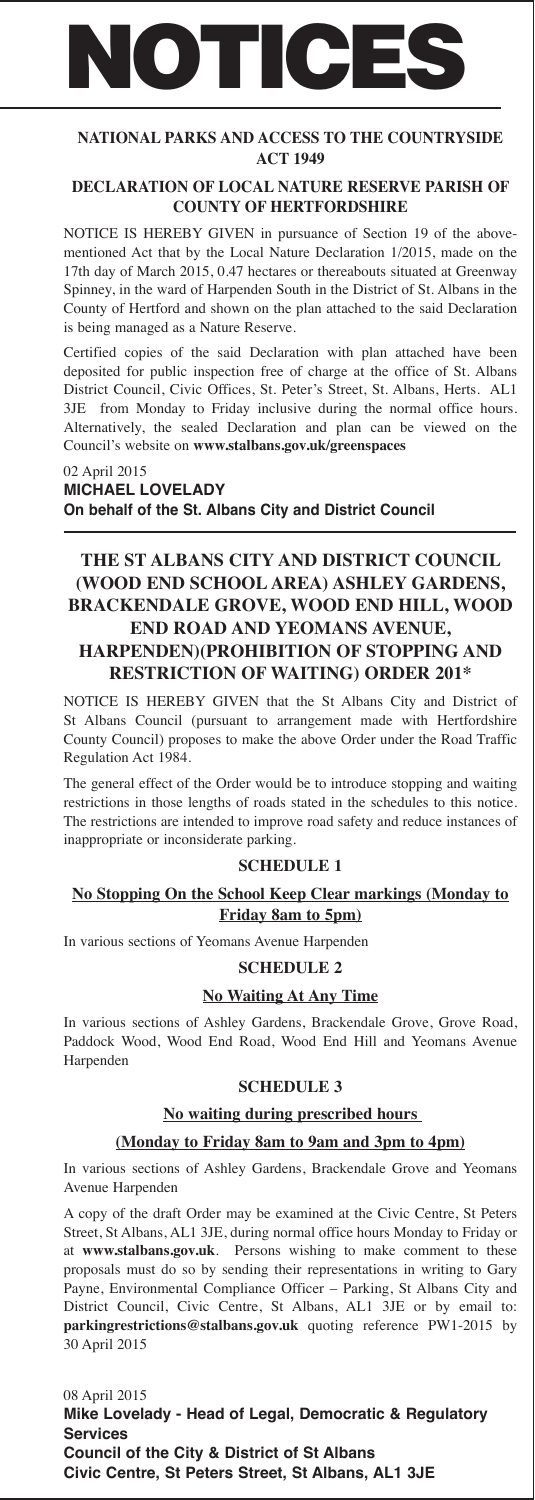# NOTICES

## NATIONAL PARKS AND ACCESS TO THE COUNTRYSIDE ACT 1949

### DECLARATION OF LOCAL NATURE RESERVE PARISH OF COUNTY OF HERTFORDSHIRE

NOTICE IS HEREBY GIVEN in pursuance of Section 19 of the above-mentioned Act that by the Local Nature Declaration 1/2015, made on the 17th day of March 2015, 0.47 hectares or thereabouts situated at Greenway Spinney, in the ward of Harpenden South in the District of St. Albans in the County of Hertford and shown on the plan attached to the said Declaration is being managed as a Nature Reserve.

Certified copies of the said Declaration with plan attached have been deposited for public inspection free of charge at the office of St. Albans District Council, Civic Offices, St. Peter's Street, St. Albans, Herts. AL1 3JE from Monday to Friday inclusive during the normal office hours. Alternatively, the sealed Declaration and plan can be viewed on the Council's website on **www.stalbans.gov.uk/greenspaces**

02 April 2015
**MICHAEL LOVELADY**
**On behalf of the St. Albans City and District Council**

## THE ST ALBANS CITY AND DISTRICT COUNCIL (WOOD END SCHOOL AREA) ASHLEY GARDENS, BRACKENDALE GROVE, WOOD END HILL, WOOD END ROAD AND YEOMANS AVENUE, HARPENDEN)(PROHIBITION OF STOPPING AND RESTRICTION OF WAITING) ORDER 201*

NOTICE IS HEREBY GIVEN that the St Albans City and District of St Albans Council (pursuant to arrangement made with Hertfordshire County Council) proposes to make the above Order under the Road Traffic Regulation Act 1984.

The general effect of the Order would be to introduce stopping and waiting restrictions in those lengths of roads stated in the schedules to this notice. The restrictions are intended to improve road safety and reduce instances of inappropriate or inconsiderate parking.

### SCHEDULE 1

**No Stopping On the School Keep Clear markings (Monday to Friday 8am to 5pm)**

In various sections of Yeomans Avenue Harpenden

### SCHEDULE 2

**No Waiting At Any Time**

In various sections of Ashley Gardens, Brackendale Grove, Grove Road, Paddock Wood, Wood End Road, Wood End Hill and Yeomans Avenue Harpenden

### SCHEDULE 3

**No waiting during prescribed hours**

**(Monday to Friday 8am to 9am and 3pm to 4pm)**

In various sections of Ashley Gardens, Brackendale Grove and Yeomans Avenue Harpenden

A copy of the draft Order may be examined at the Civic Centre, St Peters Street, St Albans, AL1 3JE, during normal office hours Monday to Friday or at **www.stalbans.gov.uk**. Persons wishing to make comment to these proposals must do so by sending their representations in writing to Gary Payne, Environmental Compliance Officer – Parking, St Albans City and District Council, Civic Centre, St Albans, AL1 3JE or by email to: **parkingrestrictions@stalbans.gov.uk** quoting reference PW1-2015 by 30 April 2015

08 April 2015
**Mike Lovelady - Head of Legal, Democratic & Regulatory Services**
**Council of the City & District of St Albans**
**Civic Centre, St Peters Street, St Albans, AL1 3JE**